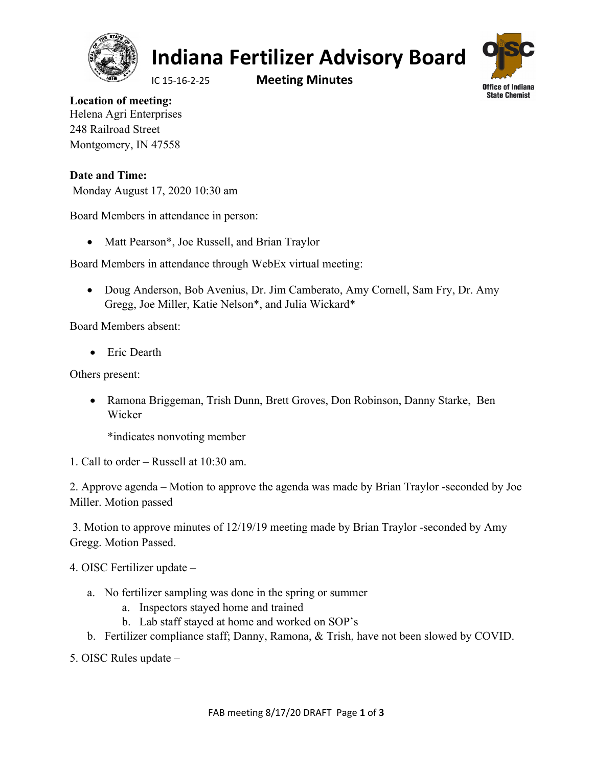# Indana Fertilizer Advisory Board

IC 15-16-2-25

## Meeting Minutes

Office of Indiana State Chemist

**Location of meeting:**
Helena Agri Enterprises
248 Railroad Street
Montgomery, IN 47558

**Date and Time:**
Monday August 17, 2020 10:30 am

Board Members in attendance in person:

- Matt Pearson*, Joe Russell, and Brian Traylor

Board Members in attendance through WebEx virtual meeting:

- Doug Anderson, Bob Avenius, Dr. Jim Camberato, Amy Cornell, Sam Fry, Dr. Amy Gregg, Joe Miller, Katie Nelson*, and Julia Wickard*

Board Members absent:

- Eric Dearth

Others present:

- Ramona Briggeman, Trish Dunn, Brett Groves, Don Robinson, Danny Starke, Ben Wicker

  *indicates nonvoting member

1. Call to order – Russell at 10:30 am.

2. Approve agenda – Motion to approve the agenda was made by Brian Traylor -seconded by Joe Miller. Motion passed

3. Motion to approve minutes of 12/19/19 meeting made by Brian Traylor -seconded by Amy Gregg. Motion Passed.

4. OISC Fertilizer update –
   a. No fertilizer sampling was done in the spring or summer
      a. Inspectors stayed home and trained
      b. Lab staff stayed at home and worked on SOP's
   b. Fertilizer compliance staff; Danny, Ramona, & Trish, have not been slowed by COVID.

5. OISC Rules update –

# Indiana Fertilizer Advisory Board

IC 15-16-2-25

## Meeting Minutes

Office of Indiana State Chemist

**Location of meeting:**
Helena Agri Enterprises
248 Railroad Street
Montgomery, IN 47558

**Date and Time:**
Monday August 17, 2020 10:30 am

Board Members in attendance in person:

- Matt Pearson*, Joe Russell, and Brian Traylor

Board Members in attendance through WebEx virtual meeting:

- Doug Anderson, Bob Avenius, Dr. Jim Camberato, Amy Cornell, Sam Fry, Dr. Amy Gregg, Joe Miller, Katie Nelson*, and Julia Wickard*

Board Members absent:

- Eric Dearth

Others present:

- Ramona Briggeman, Trish Dunn, Brett Groves, Don Robinson, Danny Starke, Ben Wicker

  *indicates nonvoting member

1. Call to order – Russell at 10:30 am.

2. Approve agenda – Motion to approve the agenda was made by Brian Traylor -seconded by Joe Miller. Motion passed

3. Motion to approve minutes of 12/19/19 meeting made by Brian Traylor -seconded by Amy Gregg. Motion Passed.

4. OISC Fertilizer update –
   a. No fertilizer sampling was done in the spring or summer
      a. Inspectors stayed home and trained
      b. Lab staff stayed at home and worked on SOP's
   b. Fertilizer compliance staff; Danny, Ramona, & Trish, have not been slowed by COVID.

5. OISC Rules update –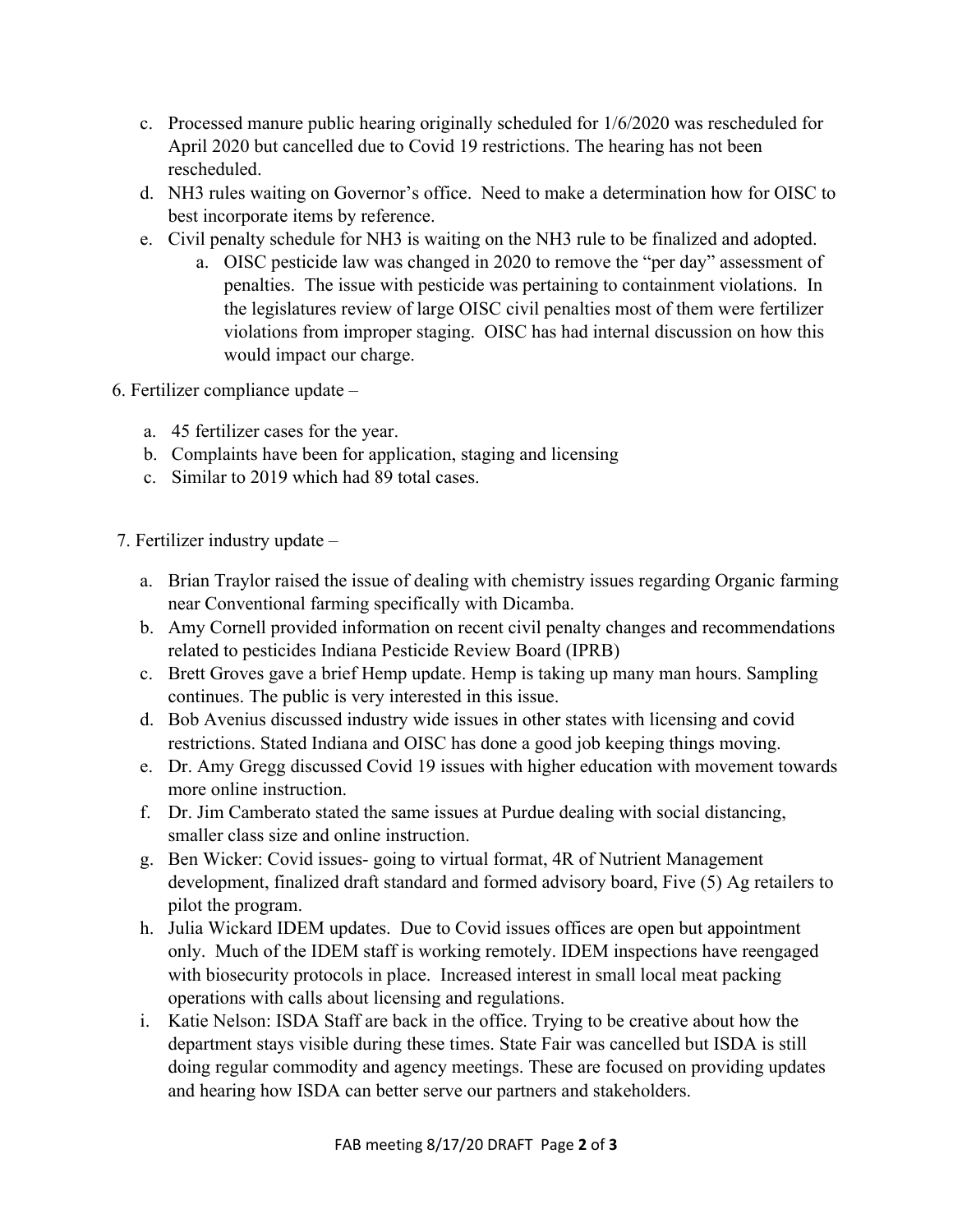c. Processed manure public hearing originally scheduled for 1/6/2020 was rescheduled for April 2020 but cancelled due to Covid 19 restrictions. The hearing has not been rescheduled.
d. NH3 rules waiting on Governor's office. Need to make a determination how for OISC to best incorporate items by reference.
e. Civil penalty schedule for NH3 is waiting on the NH3 rule to be finalized and adopted.
    a. OISC pesticide law was changed in 2020 to remove the "per day" assessment of penalties. The issue with pesticide was pertaining to containment violations. In the legislatures review of large OISC civil penalties most of them were fertilizer violations from improper staging. OISC has had internal discussion on how this would impact our charge.

6. Fertilizer compliance update –

a. 45 fertilizer cases for the year.
b. Complaints have been for application, staging and licensing
c. Similar to 2019 which had 89 total cases.

7. Fertilizer industry update –

a. Brian Traylor raised the issue of dealing with chemistry issues regarding Organic farming near Conventional farming specifically with Dicamba.
b. Amy Cornell provided information on recent civil penalty changes and recommendations related to pesticides Indiana Pesticide Review Board (IPRB)
c. Brett Groves gave a brief Hemp update. Hemp is taking up many man hours. Sampling continues. The public is very interested in this issue.
d. Bob Avenius discussed industry wide issues in other states with licensing and covid restrictions. Stated Indiana and OISC has done a good job keeping things moving.
e. Dr. Amy Gregg discussed Covid 19 issues with higher education with movement towards more online instruction.
f. Dr. Jim Camberato stated the same issues at Purdue dealing with social distancing, smaller class size and online instruction.
g. Ben Wicker: Covid issues- going to virtual format, 4R of Nutrient Management development, finalized draft standard and formed advisory board, Five (5) Ag retailers to pilot the program.
h. Julia Wickard IDEM updates. Due to Covid issues offices are open but appointment only. Much of the IDEM staff is working remotely. IDEM inspections have reengaged with biosecurity protocols in place. Increased interest in small local meat packing operations with calls about licensing and regulations.
i. Katie Nelson: ISDA Staff are back in the office. Trying to be creative about how the department stays visible during these times. State Fair was cancelled but ISDA is still doing regular commodity and agency meetings. These are focused on providing updates and hearing how ISDA can better serve our partners and stakeholders.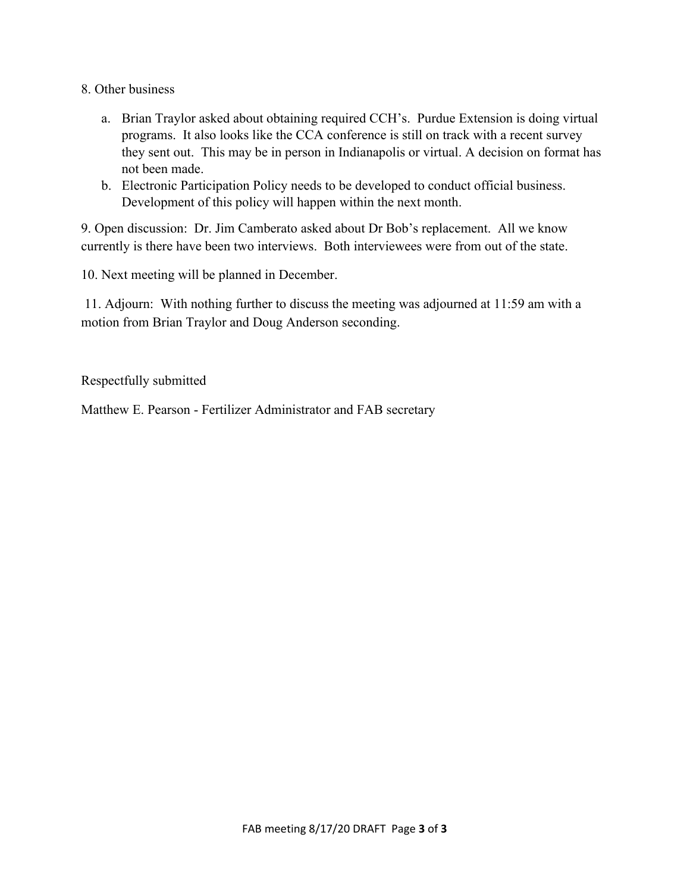8. Other business

   a. Brian Traylor asked about obtaining required CCH's. Purdue Extension is doing virtual programs. It also looks like the CCA conference is still on track with a recent survey they sent out. This may be in person in Indianapolis or virtual. A decision on format has not been made.
   b. Electronic Participation Policy needs to be developed to conduct official business. Development of this policy will happen within the next month.

9. Open discussion: Dr. Jim Camberato asked about Dr Bob's replacement. All we know currently is there have been two interviews. Both interviewees were from out of the state.

10. Next meeting will be planned in December.

11. Adjourn: With nothing further to discuss the meeting was adjourned at 11:59 am with a motion from Brian Traylor and Doug Anderson seconding.

Respectfully submitted

Matthew E. Pearson - Fertilizer Administrator and FAB secretary